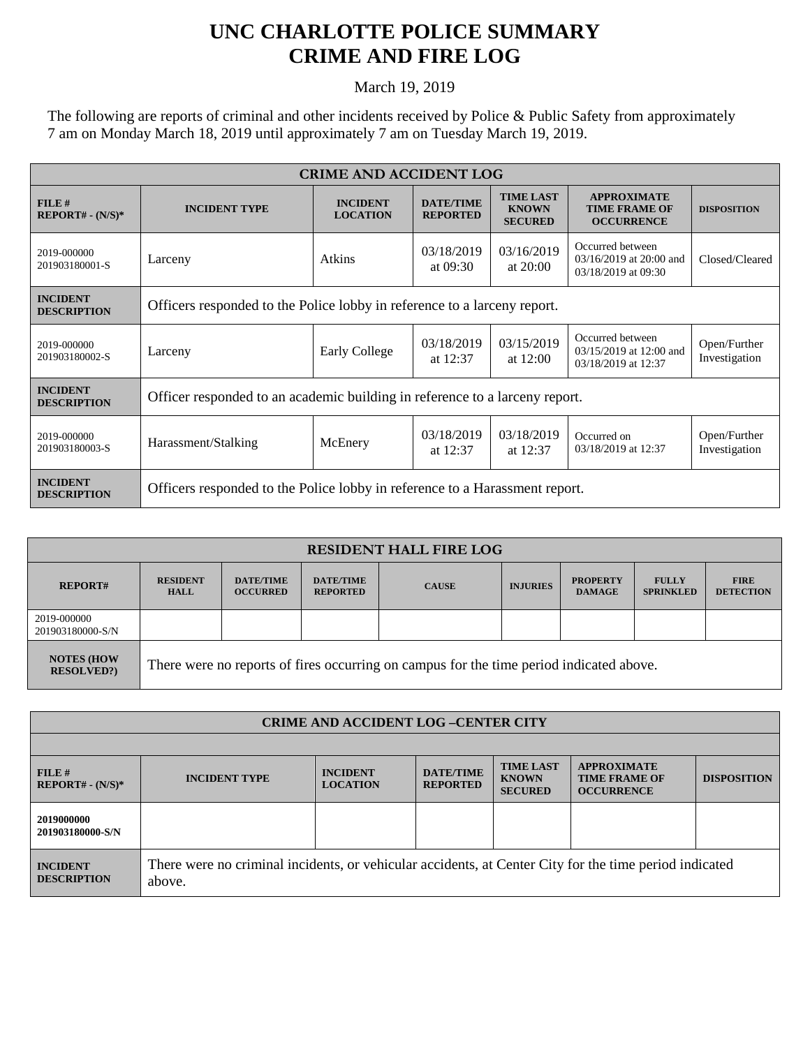# UNC CHARLOTTE POLICE SUMMARY
# CRIME AND FIRE LOG

March 19, 2019

The following are reports of criminal and other incidents received by Police & Public Safety from approximately 7 am on Monday March 18, 2019 until approximately 7 am on Tuesday March 19, 2019.

| CRIME AND ACCIDENT LOG | | | | | | |
|---|---|---|---|---|---|---|
| **FILE # REPORT# - (N/S)\*** | **INCIDENT TYPE** | **INCIDENT LOCATION** | **DATE/TIME REPORTED** | **TIME LAST KNOWN SECURED** | **APPROXIMATE TIME FRAME OF OCCURRENCE** | **DISPOSITION** |
| 2019-000000 201903180001-S | Larceny | Atkins | 03/18/2019 at 09:30 | 03/16/2019 at 20:00 | Occurred between 03/16/2019 at 20:00 and 03/18/2019 at 09:30 | Closed/Cleared |
| **INCIDENT DESCRIPTION** | Officers responded to the Police lobby in reference to a larceny report. | | | | | |
| 2019-000000 201903180002-S | Larceny | Early College | 03/18/2019 at 12:37 | 03/15/2019 at 12:00 | Occurred between 03/15/2019 at 12:00 and 03/18/2019 at 12:37 | Open/Further Investigation |
| **INCIDENT DESCRIPTION** | Officer responded to an academic building in reference to a larceny report. | | | | | |
| 2019-000000 201903180003-S | Harassment/Stalking | McEnery | 03/18/2019 at 12:37 | 03/18/2019 at 12:37 | Occurred on 03/18/2019 at 12:37 | Open/Further Investigation |
| **INCIDENT DESCRIPTION** | Officers responded to the Police lobby in reference to a Harassment report. | | | | | |

| RESIDENT HALL FIRE LOG | | | | | | | | |
|---|---|---|---|---|---|---|---|---|
| **REPORT#** | **RESIDENT HALL** | **DATE/TIME OCCURRED** | **DATE/TIME REPORTED** | **CAUSE** | **INJURIES** | **PROPERTY DAMAGE** | **FULLY SPRINKLED** | **FIRE DETECTION** |
| 2019-000000 201903180000-S/N | | | | | | | | |
| **NOTES (HOW RESOLVED?)** | There were no reports of fires occurring on campus for the time period indicated above. | | | | | | | |

| CRIME AND ACCIDENT LOG –CENTER CITY | | | | | | |
|---|---|---|---|---|---|---|
| **FILE # REPORT# - (N/S)\*** | **INCIDENT TYPE** | **INCIDENT LOCATION** | **DATE/TIME REPORTED** | **TIME LAST KNOWN SECURED** | **APPROXIMATE TIME FRAME OF OCCURRENCE** | **DISPOSITION** |
| **2019000000 201903180000-S/N** | | | | | | |
| **INCIDENT DESCRIPTION** | There were no criminal incidents, or vehicular accidents, at Center City for the time period indicated above. | | | | | |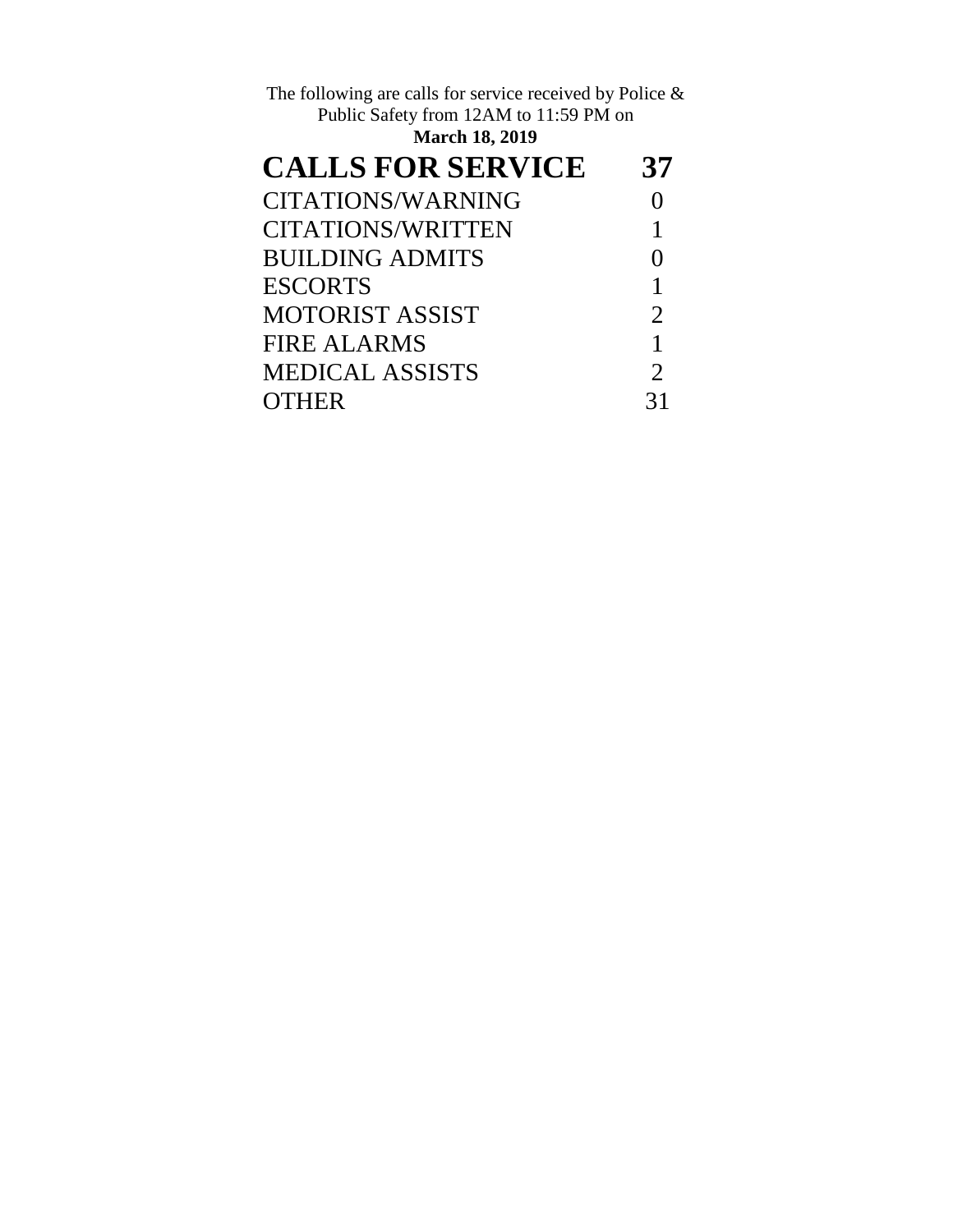The following are calls for service received by Police & Public Safety from 12AM to 11:59 PM on

**March 18, 2019**

| | |
|---|---|
| **CALLS FOR SERVICE** | **37** |
| CITATIONS/WARNING | 0 |
| CITATIONS/WRITTEN | 1 |
| BUILDING ADMITS | 0 |
| ESCORTS | 1 |
| MOTORIST ASSIST | 2 |
| FIRE ALARMS | 1 |
| MEDICAL ASSISTS | 2 |
| OTHER | 31 |